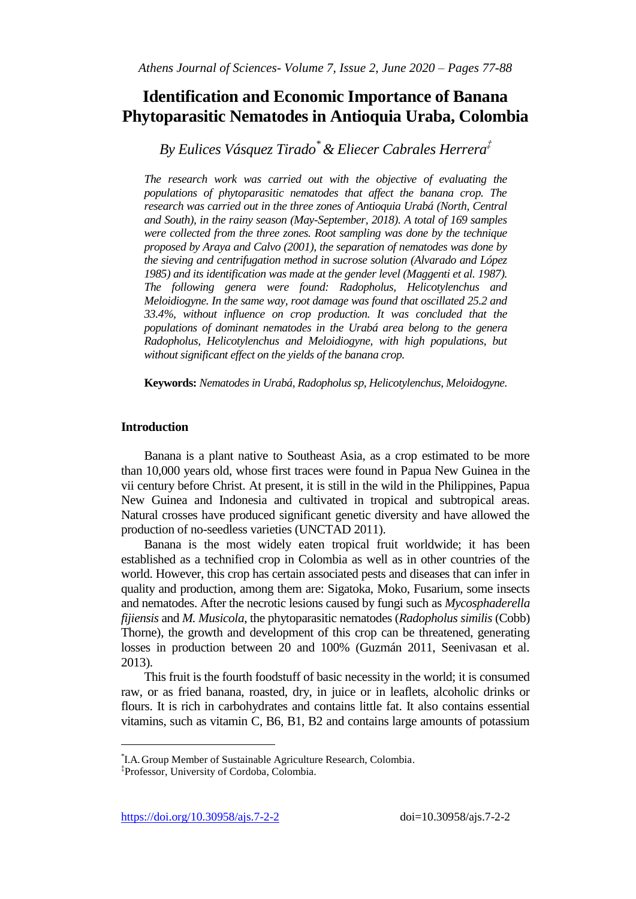# Identification and Economic Importance of Banana Phytoparasitic Nematodes in Antioquia Uraba, Colombia

*By Eulices Vásquez Tirado*[*] *& Eliecer Cabrales Herrera*[‡]

*The research work was carried out with the objective of evaluating the populations of phytoparasitic nematodes that affect the banana crop. The research was carried out in the three zones of Antioquia Urabá (North, Central and South), in the rainy season (May-September, 2018). A total of 169 samples were collected from the three zones. Root sampling was done by the technique proposed by Araya and Calvo (2001), the separation of nematodes was done by the sieving and centrifugation method in sucrose solution (Alvarado and López 1985) and its identification was made at the gender level (Maggenti et al. 1987). The following genera were found: Radopholus, Helicotylenchus and Meloidiogyne. In the same way, root damage was found that oscillated 25.2 and 33.4%, without influence on crop production. It was concluded that the populations of dominant nematodes in the Urabá area belong to the genera Radopholus, Helicotylenchus and Meloidiogyne, with high populations, but without significant effect on the yields of the banana crop.*

**Keywords:** *Nematodes in Urabá, Radopholus sp, Helicotylenchus, Meloidogyne.*

## Introduction

Banana is a plant native to Southeast Asia, as a crop estimated to be more than 10,000 years old, whose first traces were found in Papua New Guinea in the vii century before Christ. At present, it is still in the wild in the Philippines, Papua New Guinea and Indonesia and cultivated in tropical and subtropical areas. Natural crosses have produced significant genetic diversity and have allowed the production of no-seedless varieties (UNCTAD 2011).

Banana is the most widely eaten tropical fruit worldwide; it has been established as a technified crop in Colombia as well as in other countries of the world. However, this crop has certain associated pests and diseases that can infer in quality and production, among them are: Sigatoka, Moko, Fusarium, some insects and nematodes. After the necrotic lesions caused by fungi such as *Mycosphaderella fijiensis* and *M. Musicola*, the phytoparasitic nematodes (*Radopholus similis* (Cobb) Thorne), the growth and development of this crop can be threatened, generating losses in production between 20 and 100% (Guzmán 2011, Seenivasan et al. 2013).

This fruit is the fourth foodstuff of basic necessity in the world; it is consumed raw, or as fried banana, roasted, dry, in juice or in leaflets, alcoholic drinks or flours. It is rich in carbohydrates and contains little fat. It also contains essential vitamins, such as vitamin C, B6, B1, B2 and contains large amounts of potassium

---

[*] I.A. Group Member of Sustainable Agriculture Research, Colombia.

[‡] Professor, University of Cordoba, Colombia.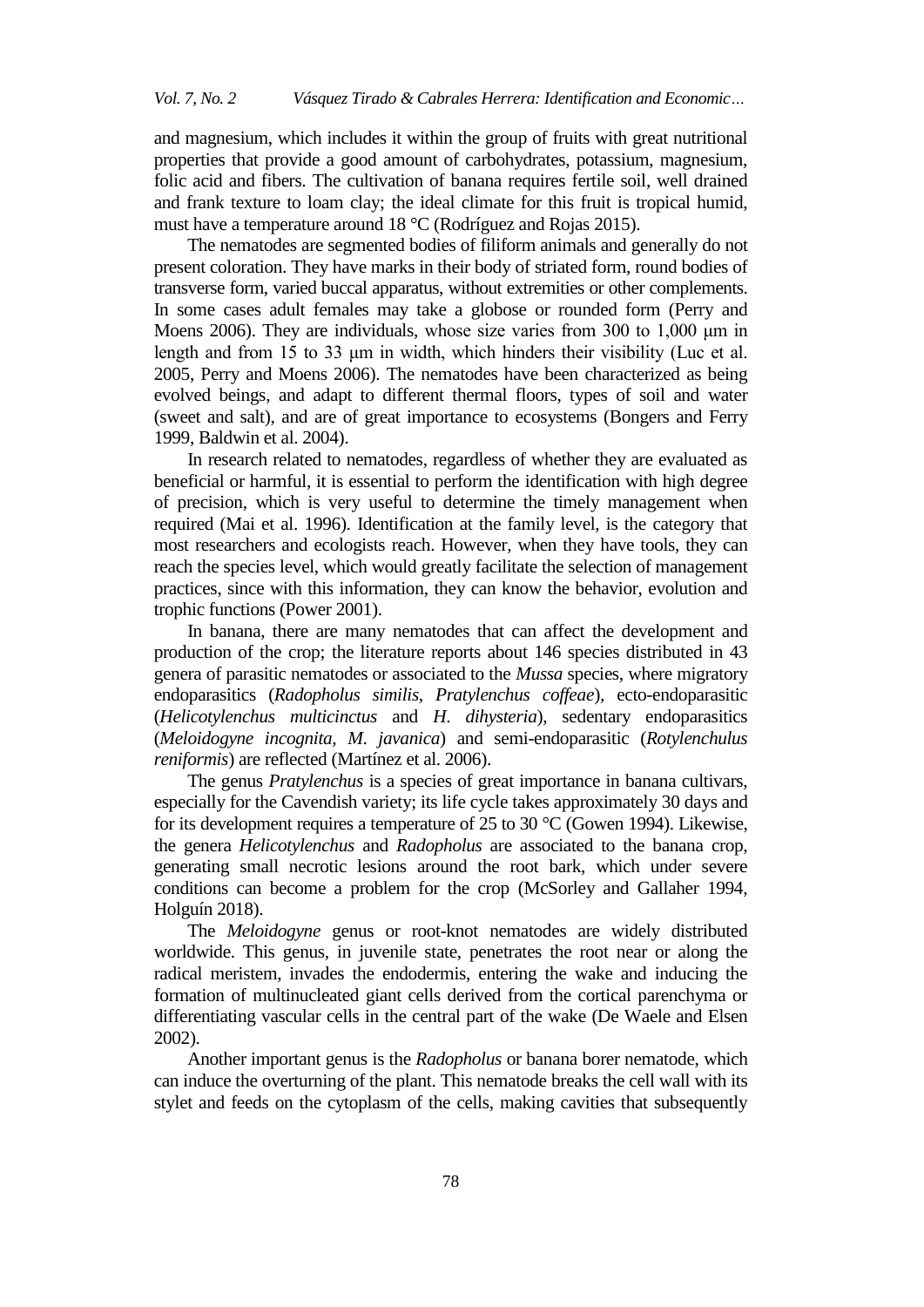and magnesium, which includes it within the group of fruits with great nutritional properties that provide a good amount of carbohydrates, potassium, magnesium, folic acid and fibers. The cultivation of banana requires fertile soil, well drained and frank texture to loam clay; the ideal climate for this fruit is tropical humid, must have a temperature around 18 °C (Rodríguez and Rojas 2015).

The nematodes are segmented bodies of filiform animals and generally do not present coloration. They have marks in their body of striated form, round bodies of transverse form, varied buccal apparatus, without extremities or other complements. In some cases adult females may take a globose or rounded form (Perry and Moens 2006). They are individuals, whose size varies from 300 to 1,000 μm in length and from 15 to 33 μm in width, which hinders their visibility (Luc et al. 2005, Perry and Moens 2006). The nematodes have been characterized as being evolved beings, and adapt to different thermal floors, types of soil and water (sweet and salt), and are of great importance to ecosystems (Bongers and Ferry 1999, Baldwin et al. 2004).

In research related to nematodes, regardless of whether they are evaluated as beneficial or harmful, it is essential to perform the identification with high degree of precision, which is very useful to determine the timely management when required (Mai et al. 1996). Identification at the family level, is the category that most researchers and ecologists reach. However, when they have tools, they can reach the species level, which would greatly facilitate the selection of management practices, since with this information, they can know the behavior, evolution and trophic functions (Power 2001).

In banana, there are many nematodes that can affect the development and production of the crop; the literature reports about 146 species distributed in 43 genera of parasitic nematodes or associated to the *Mussa* species, where migratory endoparasitics (*Radopholus similis, Pratylenchus coffeae*), ecto-endoparasitic (*Helicotylenchus multicinctus* and *H. dihysteria*), sedentary endoparasitics (*Meloidogyne incognita, M. javanica*) and semi-endoparasitic (*Rotylenchulus reniformis*) are reflected (Martínez et al. 2006).

The genus *Pratylenchus* is a species of great importance in banana cultivars, especially for the Cavendish variety; its life cycle takes approximately 30 days and for its development requires a temperature of 25 to 30 °C (Gowen 1994). Likewise, the genera *Helicotylenchus* and *Radopholus* are associated to the banana crop, generating small necrotic lesions around the root bark, which under severe conditions can become a problem for the crop (McSorley and Gallaher 1994, Holguín 2018).

The *Meloidogyne* genus or root-knot nematodes are widely distributed worldwide. This genus, in juvenile state, penetrates the root near or along the radical meristem, invades the endodermis, entering the wake and inducing the formation of multinucleated giant cells derived from the cortical parenchyma or differentiating vascular cells in the central part of the wake (De Waele and Elsen 2002).

Another important genus is the *Radopholus* or banana borer nematode, which can induce the overturning of the plant. This nematode breaks the cell wall with its stylet and feeds on the cytoplasm of the cells, making cavities that subsequently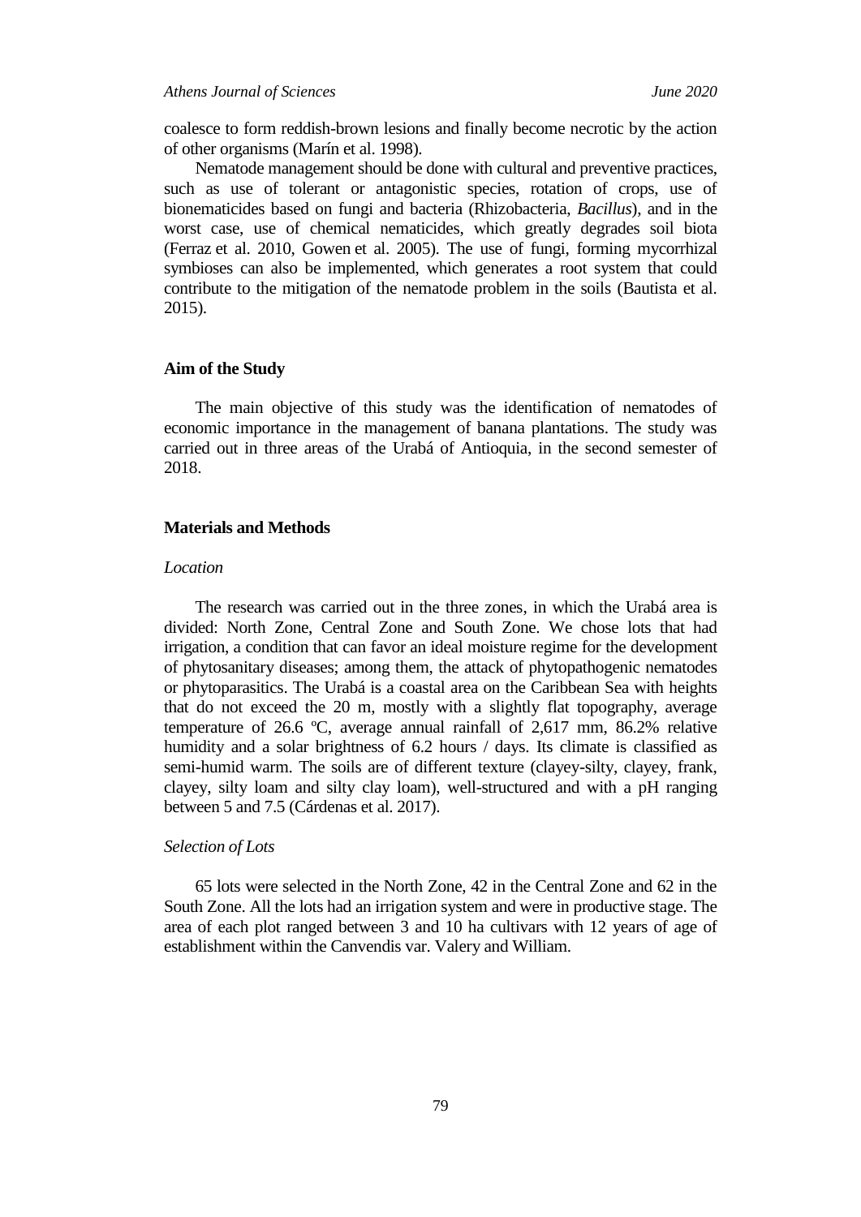coalesce to form reddish-brown lesions and finally become necrotic by the action of other organisms (Marín et al. 1998).

Nematode management should be done with cultural and preventive practices, such as use of tolerant or antagonistic species, rotation of crops, use of bionematicides based on fungi and bacteria (Rhizobacteria, *Bacillus*), and in the worst case, use of chemical nematicides, which greatly degrades soil biota (Ferraz et al. 2010, Gowen et al. 2005). The use of fungi, forming mycorrhizal symbioses can also be implemented, which generates a root system that could contribute to the mitigation of the nematode problem in the soils (Bautista et al. 2015).

## Aim of the Study

The main objective of this study was the identification of nematodes of economic importance in the management of banana plantations. The study was carried out in three areas of the Urabá of Antioquia, in the second semester of 2018.

## Materials and Methods

### *Location*

The research was carried out in the three zones, in which the Urabá area is divided: North Zone, Central Zone and South Zone. We chose lots that had irrigation, a condition that can favor an ideal moisture regime for the development of phytosanitary diseases; among them, the attack of phytopathogenic nematodes or phytoparasitics. The Urabá is a coastal area on the Caribbean Sea with heights that do not exceed the 20 m, mostly with a slightly flat topography, average temperature of 26.6 ºC, average annual rainfall of 2,617 mm, 86.2% relative humidity and a solar brightness of 6.2 hours / days. Its climate is classified as semi-humid warm. The soils are of different texture (clayey-silty, clayey, frank, clayey, silty loam and silty clay loam), well-structured and with a pH ranging between 5 and 7.5 (Cárdenas et al. 2017).

### *Selection of Lots*

65 lots were selected in the North Zone, 42 in the Central Zone and 62 in the South Zone. All the lots had an irrigation system and were in productive stage. The area of each plot ranged between 3 and 10 ha cultivars with 12 years of age of establishment within the Canvendis var. Valery and William.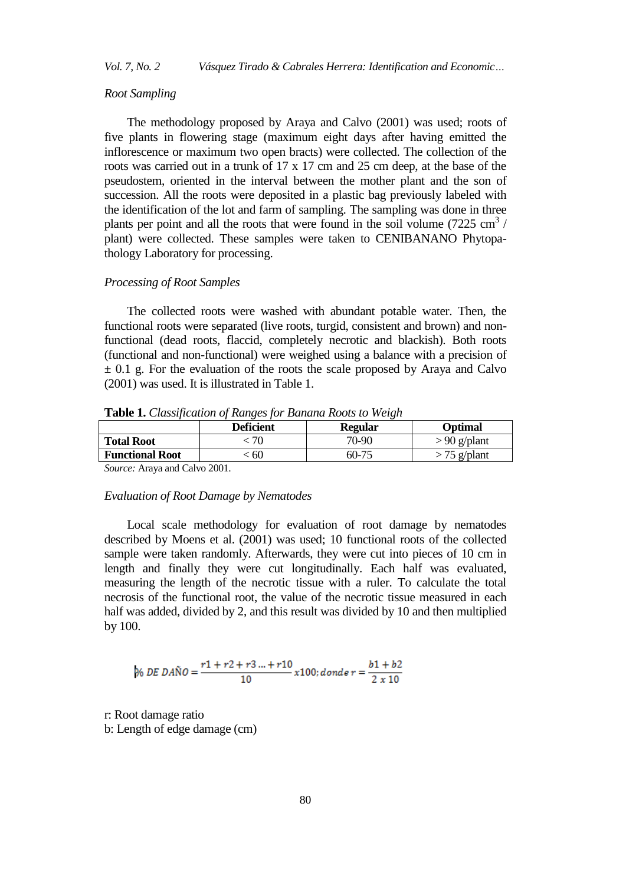### *Root Sampling*

The methodology proposed by Araya and Calvo (2001) was used; roots of five plants in flowering stage (maximum eight days after having emitted the inflorescence or maximum two open bracts) were collected. The collection of the roots was carried out in a trunk of 17 x 17 cm and 25 cm deep, at the base of the pseudostem, oriented in the interval between the mother plant and the son of succession. All the roots were deposited in a plastic bag previously labeled with the identification of the lot and farm of sampling. The sampling was done in three plants per point and all the roots that were found in the soil volume (7225 $cm^3$ / plant) were collected. These samples were taken to CENIBANANO Phytopathology Laboratory for processing.

### *Processing of Root Samples*

The collected roots were washed with abundant potable water. Then, the functional roots were separated (live roots, turgid, consistent and brown) and non-functional (dead roots, flaccid, completely necrotic and blackish). Both roots (functional and non-functional) were weighed using a balance with a precision of ± 0.1 g. For the evaluation of the roots the scale proposed by Araya and Calvo (2001) was used. It is illustrated in Table 1.

**Table 1.** *Classification of Ranges for Banana Roots to Weigh*

| | Deficient | Regular | Optimal |
|---|---|---|---|
| **Total Root** | < 70 | 70-90 | > 90 g/plant |
| **Functional Root** | < 60 | 60-75 | > 75 g/plant |

*Source:* Araya and Calvo 2001.

### *Evaluation of Root Damage by Nematodes*

Local scale methodology for evaluation of root damage by nematodes described by Moens et al. (2001) was used; 10 functional roots of the collected sample were taken randomly. Afterwards, they were cut into pieces of 10 cm in length and finally they were cut longitudinally. Each half was evaluated, measuring the length of the necrotic tissue with a ruler. To calculate the total necrosis of the functional root, the value of the necrotic tissue measured in each half was added, divided by 2, and this result was divided by 10 and then multiplied by 100.

$$\%\ DE\ DAÑO = \frac{r1 + r2 + r3 \ldots + r10}{10} x100; donde\ r = \frac{b1 + b2}{2\ x\ 10}$$

r: Root damage ratio
b: Length of edge damage (cm)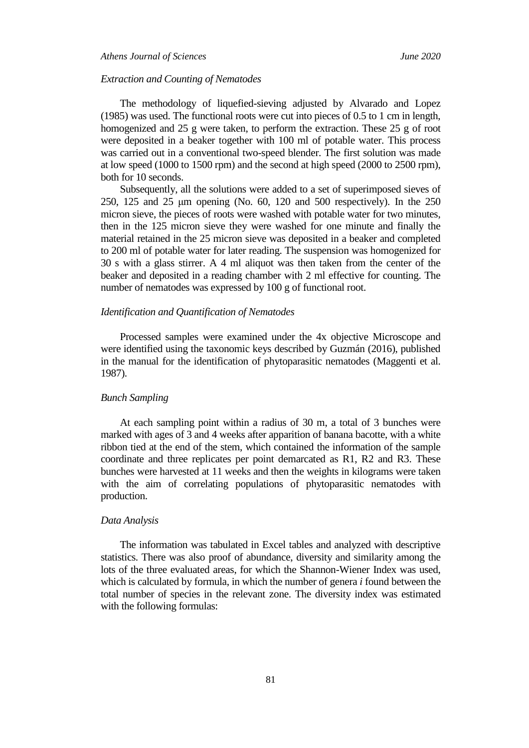### *Extraction and Counting of Nematodes*

The methodology of liquefied-sieving adjusted by Alvarado and Lopez (1985) was used. The functional roots were cut into pieces of 0.5 to 1 cm in length, homogenized and 25 g were taken, to perform the extraction. These 25 g of root were deposited in a beaker together with 100 ml of potable water. This process was carried out in a conventional two-speed blender. The first solution was made at low speed (1000 to 1500 rpm) and the second at high speed (2000 to 2500 rpm), both for 10 seconds.

Subsequently, all the solutions were added to a set of superimposed sieves of 250, 125 and 25 μm opening (No. 60, 120 and 500 respectively). In the 250 micron sieve, the pieces of roots were washed with potable water for two minutes, then in the 125 micron sieve they were washed for one minute and finally the material retained in the 25 micron sieve was deposited in a beaker and completed to 200 ml of potable water for later reading. The suspension was homogenized for 30 s with a glass stirrer. A 4 ml aliquot was then taken from the center of the beaker and deposited in a reading chamber with 2 ml effective for counting. The number of nematodes was expressed by 100 g of functional root.

### *Identification and Quantification of Nematodes*

Processed samples were examined under the 4x objective Microscope and were identified using the taxonomic keys described by Guzmán (2016), published in the manual for the identification of phytoparasitic nematodes (Maggenti et al. 1987).

### *Bunch Sampling*

At each sampling point within a radius of 30 m, a total of 3 bunches were marked with ages of 3 and 4 weeks after apparition of banana bacotte, with a white ribbon tied at the end of the stem, which contained the information of the sample coordinate and three replicates per point demarcated as R1, R2 and R3. These bunches were harvested at 11 weeks and then the weights in kilograms were taken with the aim of correlating populations of phytoparasitic nematodes with production.

### *Data Analysis*

The information was tabulated in Excel tables and analyzed with descriptive statistics. There was also proof of abundance, diversity and similarity among the lots of the three evaluated areas, for which the Shannon-Wiener Index was used, which is calculated by formula, in which the number of genera *i* found between the total number of species in the relevant zone. The diversity index was estimated with the following formulas: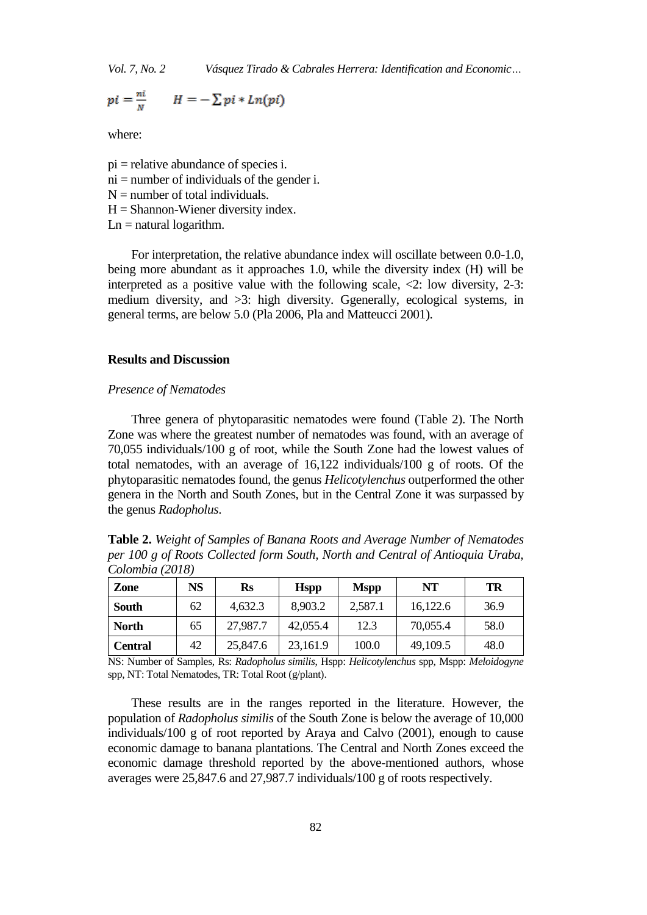$$pi = \frac{ni}{N} \qquad H = -\sum pi * Ln(pi)$$

where:

pi = relative abundance of species i.
ni = number of individuals of the gender i.
N = number of total individuals.
H = Shannon-Wiener diversity index.
Ln = natural logarithm.

For interpretation, the relative abundance index will oscillate between 0.0-1.0, being more abundant as it approaches 1.0, while the diversity index (H) will be interpreted as a positive value with the following scale, <2: low diversity, 2-3: medium diversity, and >3: high diversity. Ggenerally, ecological systems, in general terms, are below 5.0 (Pla 2006, Pla and Matteucci 2001).

## Results and Discussion

### *Presence of Nematodes*

Three genera of phytoparasitic nematodes were found (Table 2). The North Zone was where the greatest number of nematodes was found, with an average of 70,055 individuals/100 g of root, while the South Zone had the lowest values of total nematodes, with an average of 16,122 individuals/100 g of roots. Of the phytoparasitic nematodes found, the genus *Helicotylenchus* outperformed the other genera in the North and South Zones, but in the Central Zone it was surpassed by the genus *Radopholus*.

**Table 2.** *Weight of Samples of Banana Roots and Average Number of Nematodes per 100 g of Roots Collected form South, North and Central of Antioquia Uraba, Colombia (2018)*

| Zone | NS | Rs | Hspp | Mspp | NT | TR |
|---|---|---|---|---|---|---|
| **South** | 62 | 4,632.3 | 8,903.2 | 2,587.1 | 16,122.6 | 36.9 |
| **North** | 65 | 27,987.7 | 42,055.4 | 12.3 | 70,055.4 | 58.0 |
| **Central** | 42 | 25,847.6 | 23,161.9 | 100.0 | 49,109.5 | 48.0 |

NS: Number of Samples, Rs: *Radopholus similis*, Hspp: *Helicotylenchus* spp, Mspp: *Meloidogyne* spp, NT: Total Nematodes, TR: Total Root (g/plant).

These results are in the ranges reported in the literature. However, the population of *Radopholus similis* of the South Zone is below the average of 10,000 individuals/100 g of root reported by Araya and Calvo (2001), enough to cause economic damage to banana plantations. The Central and North Zones exceed the economic damage threshold reported by the above-mentioned authors, whose averages were 25,847.6 and 27,987.7 individuals/100 g of roots respectively.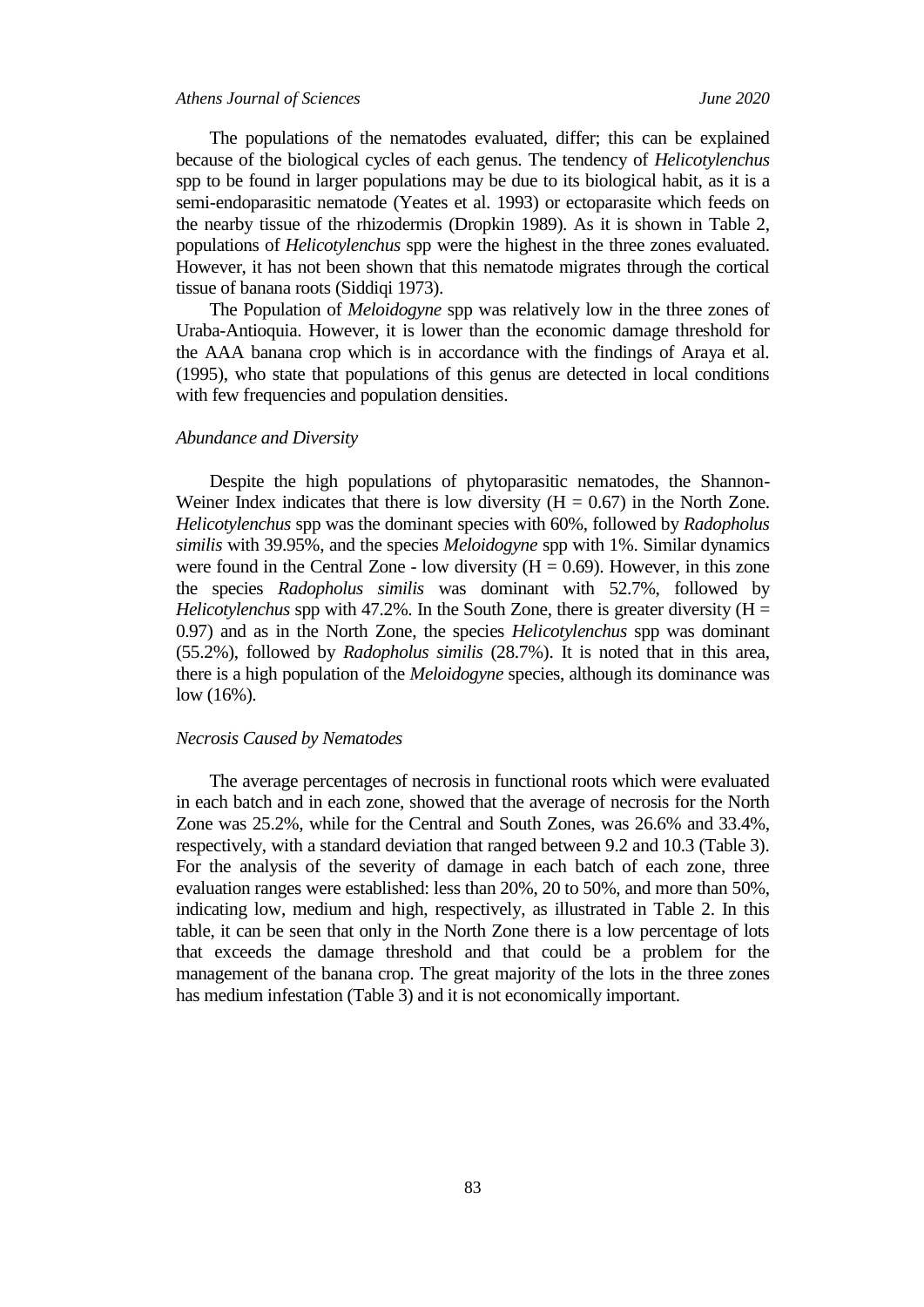The populations of the nematodes evaluated, differ; this can be explained because of the biological cycles of each genus. The tendency of *Helicotylenchus* spp to be found in larger populations may be due to its biological habit, as it is a semi-endoparasitic nematode (Yeates et al. 1993) or ectoparasite which feeds on the nearby tissue of the rhizodermis (Dropkin 1989). As it is shown in Table 2, populations of *Helicotylenchus* spp were the highest in the three zones evaluated. However, it has not been shown that this nematode migrates through the cortical tissue of banana roots (Siddiqi 1973).

The Population of *Meloidogyne* spp was relatively low in the three zones of Uraba-Antioquia. However, it is lower than the economic damage threshold for the AAA banana crop which is in accordance with the findings of Araya et al. (1995), who state that populations of this genus are detected in local conditions with few frequencies and population densities.

### *Abundance and Diversity*

Despite the high populations of phytoparasitic nematodes, the Shannon-Weiner Index indicates that there is low diversity (H = 0.67) in the North Zone. *Helicotylenchus* spp was the dominant species with 60%, followed by *Radopholus similis* with 39.95%, and the species *Meloidogyne* spp with 1%. Similar dynamics were found in the Central Zone - low diversity (H = 0.69). However, in this zone the species *Radopholus similis* was dominant with 52.7%, followed by *Helicotylenchus* spp with 47.2%. In the South Zone, there is greater diversity (H = 0.97) and as in the North Zone, the species *Helicotylenchus* spp was dominant (55.2%), followed by *Radopholus similis* (28.7%). It is noted that in this area, there is a high population of the *Meloidogyne* species, although its dominance was low (16%).

### *Necrosis Caused by Nematodes*

The average percentages of necrosis in functional roots which were evaluated in each batch and in each zone, showed that the average of necrosis for the North Zone was 25.2%, while for the Central and South Zones, was 26.6% and 33.4%, respectively, with a standard deviation that ranged between 9.2 and 10.3 (Table 3). For the analysis of the severity of damage in each batch of each zone, three evaluation ranges were established: less than 20%, 20 to 50%, and more than 50%, indicating low, medium and high, respectively, as illustrated in Table 2. In this table, it can be seen that only in the North Zone there is a low percentage of lots that exceeds the damage threshold and that could be a problem for the management of the banana crop. The great majority of the lots in the three zones has medium infestation (Table 3) and it is not economically important.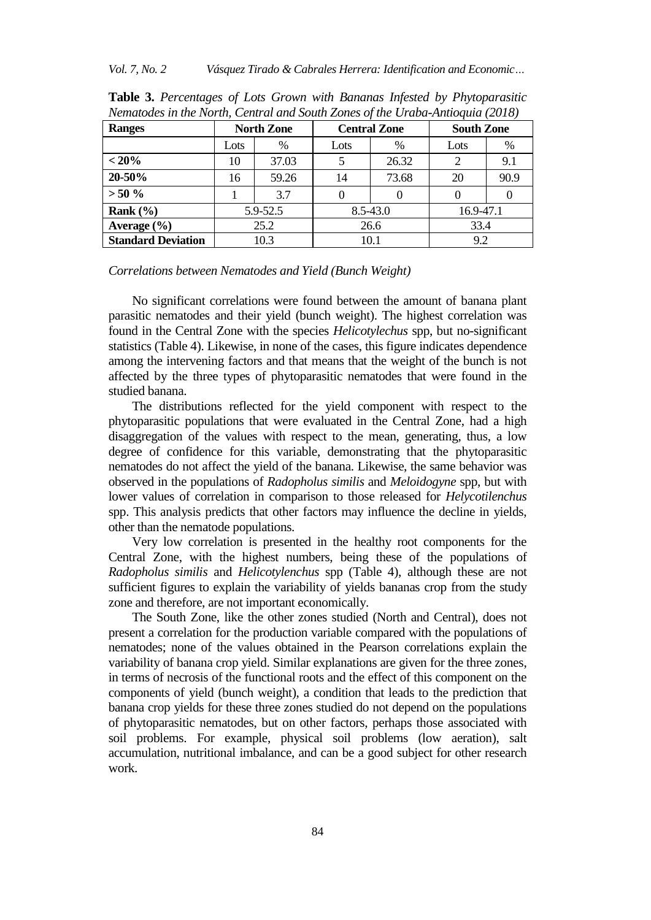**Table 3.** *Percentages of Lots Grown with Bananas Infested by Phytoparasitic Nematodes in the North, Central and South Zones of the Uraba-Antioquia (2018)*

| Ranges | North Zone | | Central Zone | | South Zone | |
|---|---|---|---|---|---|---|
| | Lots | % | Lots | % | Lots | % |
| **< 20%** | 10 | 37.03 | 5 | 26.32 | 2 | 9.1 |
| **20-50%** | 16 | 59.26 | 14 | 73.68 | 20 | 90.9 |
| **> 50 %** | 1 | 3.7 | 0 | 0 | 0 | 0 |
| **Rank (%)** | 5.9-52.5 | | 8.5-43.0 | | 16.9-47.1 | |
| **Average (%)** | 25.2 | | 26.6 | | 33.4 | |
| **Standard Deviation** | 10.3 | | 10.1 | | 9.2 | |

*Correlations between Nematodes and Yield (Bunch Weight)*

No significant correlations were found between the amount of banana plant parasitic nematodes and their yield (bunch weight). The highest correlation was found in the Central Zone with the species *Helicotylechus* spp, but no-significant statistics (Table 4). Likewise, in none of the cases, this figure indicates dependence among the intervening factors and that means that the weight of the bunch is not affected by the three types of phytoparasitic nematodes that were found in the studied banana.

The distributions reflected for the yield component with respect to the phytoparasitic populations that were evaluated in the Central Zone, had a high disaggregation of the values with respect to the mean, generating, thus, a low degree of confidence for this variable, demonstrating that the phytoparasitic nematodes do not affect the yield of the banana. Likewise, the same behavior was observed in the populations of *Radopholus similis* and *Meloidogyne* spp, but with lower values of correlation in comparison to those released for *Helycotilenchus* spp. This analysis predicts that other factors may influence the decline in yields, other than the nematode populations.

Very low correlation is presented in the healthy root components for the Central Zone, with the highest numbers, being these of the populations of *Radopholus similis* and *Helicotylenchus* spp (Table 4), although these are not sufficient figures to explain the variability of yields bananas crop from the study zone and therefore, are not important economically.

The South Zone, like the other zones studied (North and Central), does not present a correlation for the production variable compared with the populations of nematodes; none of the values obtained in the Pearson correlations explain the variability of banana crop yield. Similar explanations are given for the three zones, in terms of necrosis of the functional roots and the effect of this component on the components of yield (bunch weight), a condition that leads to the prediction that banana crop yields for these three zones studied do not depend on the populations of phytoparasitic nematodes, but on other factors, perhaps those associated with soil problems. For example, physical soil problems (low aeration), salt accumulation, nutritional imbalance, and can be a good subject for other research work.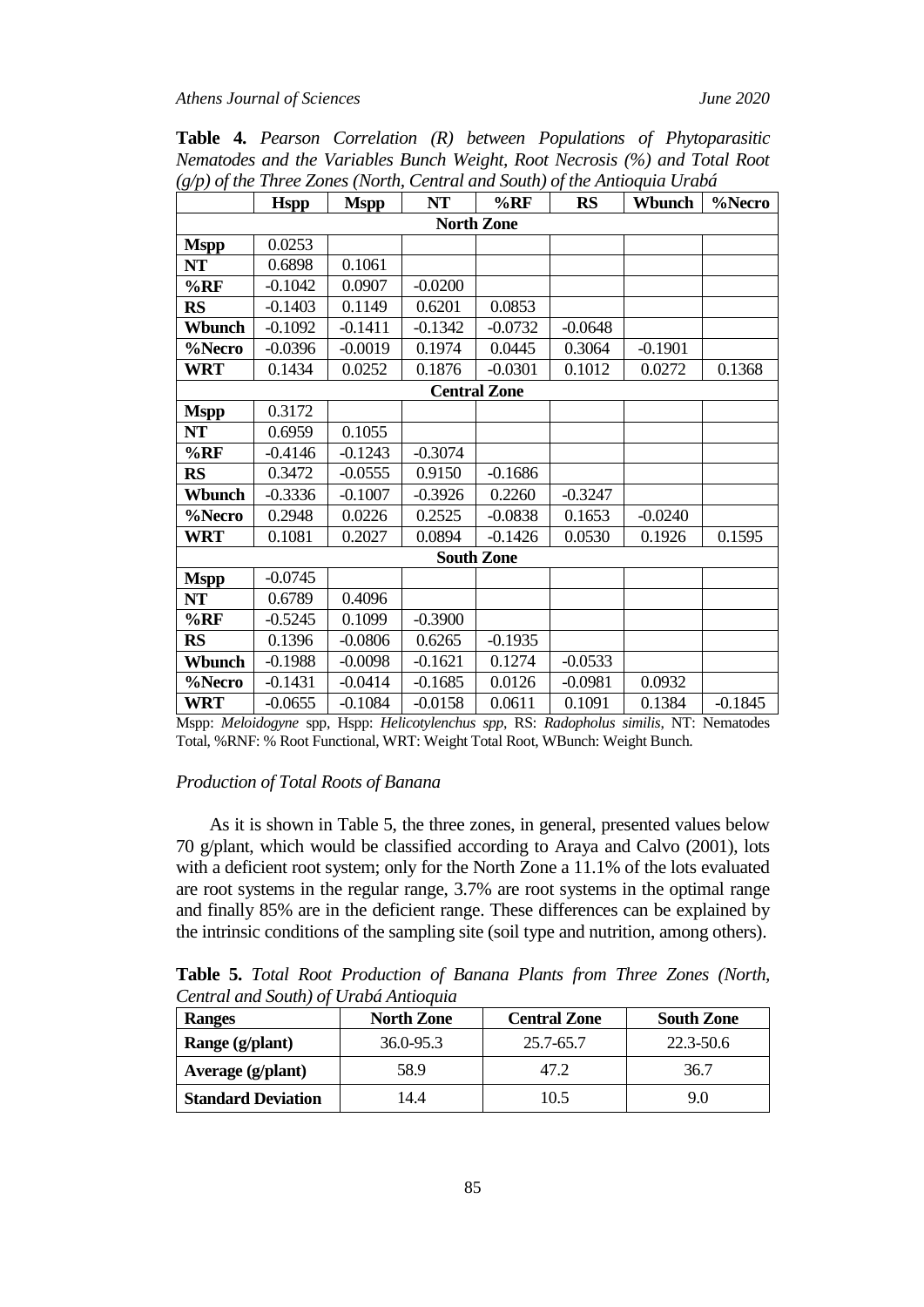**Table 4.** *Pearson Correlation (R) between Populations of Phytoparasitic Nematodes and the Variables Bunch Weight, Root Necrosis (%) and Total Root (g/p) of the Three Zones (North, Central and South) of the Antioquia Urabá*

| | Hspp | Mspp | NT | %RF | RS | Wbunch | %Necro |
|---|---|---|---|---|---|---|---|
| **North Zone** | | | | | | | |
| **Mspp** | 0.0253 | | | | | | |
| **NT** | 0.6898 | 0.1061 | | | | | |
| **%RF** | -0.1042 | 0.0907 | -0.0200 | | | | |
| **RS** | -0.1403 | 0.1149 | 0.6201 | 0.0853 | | | |
| **Wbunch** | -0.1092 | -0.1411 | -0.1342 | -0.0732 | -0.0648 | | |
| **%Necro** | -0.0396 | -0.0019 | 0.1974 | 0.0445 | 0.3064 | -0.1901 | |
| **WRT** | 0.1434 | 0.0252 | 0.1876 | -0.0301 | 0.1012 | 0.0272 | 0.1368 |
| **Central Zone** | | | | | | | |
| **Mspp** | 0.3172 | | | | | | |
| **NT** | 0.6959 | 0.1055 | | | | | |
| **%RF** | -0.4146 | -0.1243 | -0.3074 | | | | |
| **RS** | 0.3472 | -0.0555 | 0.9150 | -0.1686 | | | |
| **Wbunch** | -0.3336 | -0.1007 | -0.3926 | 0.2260 | -0.3247 | | |
| **%Necro** | 0.2948 | 0.0226 | 0.2525 | -0.0838 | 0.1653 | -0.0240 | |
| **WRT** | 0.1081 | 0.2027 | 0.0894 | -0.1426 | 0.0530 | 0.1926 | 0.1595 |
| **South Zone** | | | | | | | |
| **Mspp** | -0.0745 | | | | | | |
| **NT** | 0.6789 | 0.4096 | | | | | |
| **%RF** | -0.5245 | 0.1099 | -0.3900 | | | | |
| **RS** | 0.1396 | -0.0806 | 0.6265 | -0.1935 | | | |
| **Wbunch** | -0.1988 | -0.0098 | -0.1621 | 0.1274 | -0.0533 | | |
| **%Necro** | -0.1431 | -0.0414 | -0.1685 | 0.0126 | -0.0981 | 0.0932 | |
| **WRT** | -0.0655 | -0.1084 | -0.0158 | 0.0611 | 0.1091 | 0.1384 | -0.1845 |

Mspp: *Meloidogyne* spp, Hspp: *Helicotylenchus spp*, RS: *Radopholus similis*, NT: Nematodes Total, %RNF: % Root Functional, WRT: Weight Total Root, WBunch: Weight Bunch.

### *Production of Total Roots of Banana*

As it is shown in Table 5, the three zones, in general, presented values below 70 g/plant, which would be classified according to Araya and Calvo (2001), lots with a deficient root system; only for the North Zone a 11.1% of the lots evaluated are root systems in the regular range, 3.7% are root systems in the optimal range and finally 85% are in the deficient range. These differences can be explained by the intrinsic conditions of the sampling site (soil type and nutrition, among others).

**Table 5.** *Total Root Production of Banana Plants from Three Zones (North, Central and South) of Urabá Antioquia*

| Ranges | North Zone | Central Zone | South Zone |
|---|---|---|---|
| **Range (g/plant)** | 36.0-95.3 | 25.7-65.7 | 22.3-50.6 |
| **Average (g/plant)** | 58.9 | 47.2 | 36.7 |
| **Standard Deviation** | 14.4 | 10.5 | 9.0 |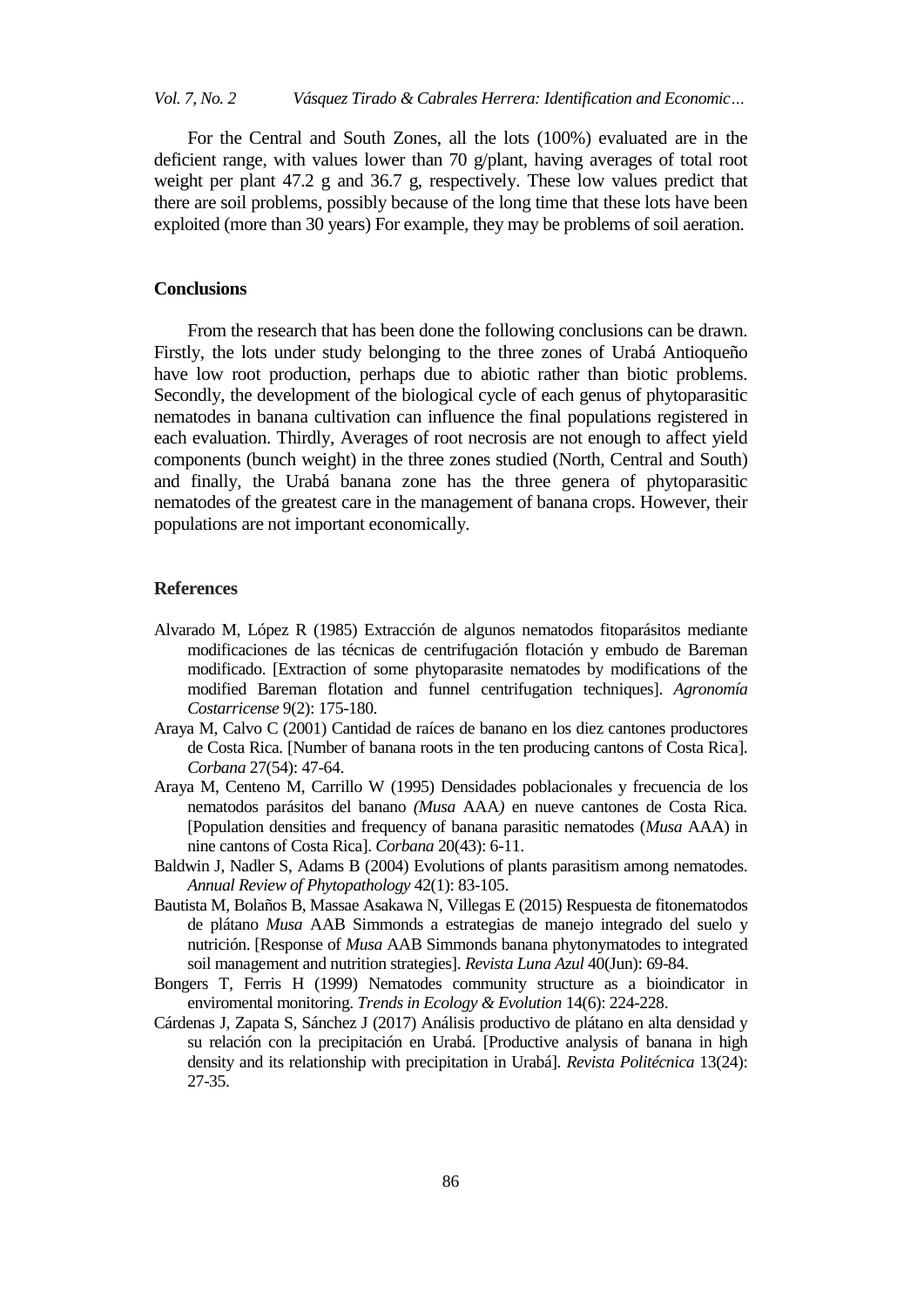For the Central and South Zones, all the lots (100%) evaluated are in the deficient range, with values lower than 70 g/plant, having averages of total root weight per plant 47.2 g and 36.7 g, respectively. These low values predict that there are soil problems, possibly because of the long time that these lots have been exploited (more than 30 years) For example, they may be problems of soil aeration.

## Conclusions

From the research that has been done the following conclusions can be drawn. Firstly, the lots under study belonging to the three zones of Urabá Antioqueño have low root production, perhaps due to abiotic rather than biotic problems. Secondly, the development of the biological cycle of each genus of phytoparasitic nematodes in banana cultivation can influence the final populations registered in each evaluation. Thirdly, Averages of root necrosis are not enough to affect yield components (bunch weight) in the three zones studied (North, Central and South) and finally, the Urabá banana zone has the three genera of phytoparasitic nematodes of the greatest care in the management of banana crops. However, their populations are not important economically.

## References

Alvarado M, López R (1985) Extracción de algunos nematodos fitoparásitos mediante modificaciones de las técnicas de centrifugación flotación y embudo de Bareman modificado. [Extraction of some phytoparasite nematodes by modifications of the modified Bareman flotation and funnel centrifugation techniques]. *Agronomía Costarricense* 9(2): 175-180.

Araya M, Calvo C (2001) Cantidad de raíces de banano en los diez cantones productores de Costa Rica. [Number of banana roots in the ten producing cantons of Costa Rica]. *Corbana* 27(54): 47-64.

Araya M, Centeno M, Carrillo W (1995) Densidades poblacionales y frecuencia de los nematodos parásitos del banano *(Musa* AAA*)* en nueve cantones de Costa Rica. [Population densities and frequency of banana parasitic nematodes (*Musa* AAA) in nine cantons of Costa Rica]. *Corbana* 20(43): 6-11.

Baldwin J, Nadler S, Adams B (2004) Evolutions of plants parasitism among nematodes. *Annual Review of Phytopathology* 42(1): 83-105.

Bautista M, Bolaños B, Massae Asakawa N, Villegas E (2015) Respuesta de fitonematodos de plátano *Musa* AAB Simmonds a estrategias de manejo integrado del suelo y nutrición. [Response of *Musa* AAB Simmonds banana phytonymatodes to integrated soil management and nutrition strategies]. *Revista Luna Azul* 40(Jun): 69-84.

Bongers T, Ferris H (1999) Nematodes community structure as a bioindicator in enviromental monitoring. *Trends in Ecology & Evolution* 14(6): 224-228.

Cárdenas J, Zapata S, Sánchez J (2017) Análisis productivo de plátano en alta densidad y su relación con la precipitación en Urabá. [Productive analysis of banana in high density and its relationship with precipitation in Urabá]. *Revista Politécnica* 13(24): 27-35.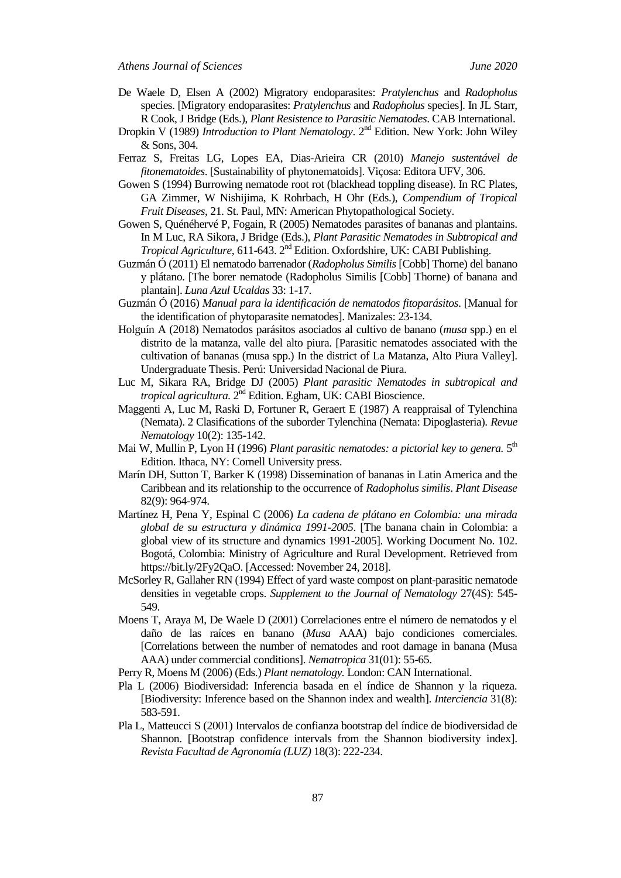De Waele D, Elsen A (2002) Migratory endoparasites: *Pratylenchus* and *Radopholus* species. [Migratory endoparasites: *Pratylenchus* and *Radopholus* species]. In JL Starr, R Cook, J Bridge (Eds.), *Plant Resistence to Parasitic Nematodes*. CAB International.

Dropkin V (1989) *Introduction to Plant Nematology*. 2nd Edition. New York: John Wiley & Sons, 304.

Ferraz S, Freitas LG, Lopes EA, Dias-Arieira CR (2010) *Manejo sustentável de fitonematoides*. [Sustainability of phytonematoids]. Viçosa: Editora UFV, 306.

Gowen S (1994) Burrowing nematode root rot (blackhead toppling disease). In RC Plates, GA Zimmer, W Nishijima, K Rohrbach, H Ohr (Eds.), *Compendium of Tropical Fruit Diseases*, 21. St. Paul, MN: American Phytopathological Society.

Gowen S, Quénéhervé P, Fogain, R (2005) Nematodes parasites of bananas and plantains. In M Luc, RA Sikora, J Bridge (Eds.), *Plant Parasitic Nematodes in Subtropical and Tropical Agriculture*, 611-643. 2nd Edition. Oxfordshire, UK: CABI Publishing.

Guzmán Ó (2011) El nematodo barrenador (*Radopholus Similis* [Cobb] Thorne) del banano y plátano. [The borer nematode (Radopholus Similis [Cobb] Thorne) of banana and plantain]. *Luna Azul Ucaldas* 33: 1-17.

Guzmán Ó (2016) *Manual para la identificación de nematodos fitoparásitos*. [Manual for the identification of phytoparasite nematodes]. Manizales: 23-134.

Holguín A (2018) Nematodos parásitos asociados al cultivo de banano (*musa* spp.) en el distrito de la matanza, valle del alto piura. [Parasitic nematodes associated with the cultivation of bananas (musa spp.) In the district of La Matanza, Alto Piura Valley]. Undergraduate Thesis. Perú: Universidad Nacional de Piura.

Luc M, Sikara RA, Bridge DJ (2005) *Plant parasitic Nematodes in subtropical and tropical agricultura.* 2nd Edition. Egham, UK: CABI Bioscience.

Maggenti A, Luc M, Raski D, Fortuner R, Geraert E (1987) A reappraisal of Tylenchina (Nemata). 2 Clasifications of the suborder Tylenchina (Nemata: Dipoglasteria). *Revue Nematology* 10(2): 135-142.

Mai W, Mullin P, Lyon H (1996) *Plant parasitic nematodes: a pictorial key to genera.* 5th Edition. Ithaca, NY: Cornell University press.

Marín DH, Sutton T, Barker K (1998) Dissemination of bananas in Latin America and the Caribbean and its relationship to the occurrence of *Radopholus similis*. *Plant Disease* 82(9): 964-974.

Martínez H, Pena Y, Espinal C (2006) *La cadena de plátano en Colombia: una mirada global de su estructura y dinámica 1991-2005*. [The banana chain in Colombia: a global view of its structure and dynamics 1991-2005]. Working Document No. 102. Bogotá, Colombia: Ministry of Agriculture and Rural Development. Retrieved from https://bit.ly/2Fy2QaO. [Accessed: November 24, 2018].

McSorley R, Gallaher RN (1994) Effect of yard waste compost on plant-parasitic nematode densities in vegetable crops. *Supplement to the Journal of Nematology* 27(4S): 545-549.

Moens T, Araya M, De Waele D (2001) Correlaciones entre el número de nematodos y el daño de las raíces en banano (*Musa* AAA) bajo condiciones comerciales. [Correlations between the number of nematodes and root damage in banana (Musa AAA) under commercial conditions]. *Nematropica* 31(01): 55-65.

Perry R, Moens M (2006) (Eds.) *Plant nematology.* London: CAN International.

Pla L (2006) Biodiversidad: Inferencia basada en el índice de Shannon y la riqueza. [Biodiversity: Inference based on the Shannon index and wealth]. *Interciencia* 31(8): 583-591.

Pla L, Matteucci S (2001) Intervalos de confianza bootstrap del índice de biodiversidad de Shannon. [Bootstrap confidence intervals from the Shannon biodiversity index]. *Revista Facultad de Agronomía (LUZ)* 18(3): 222-234.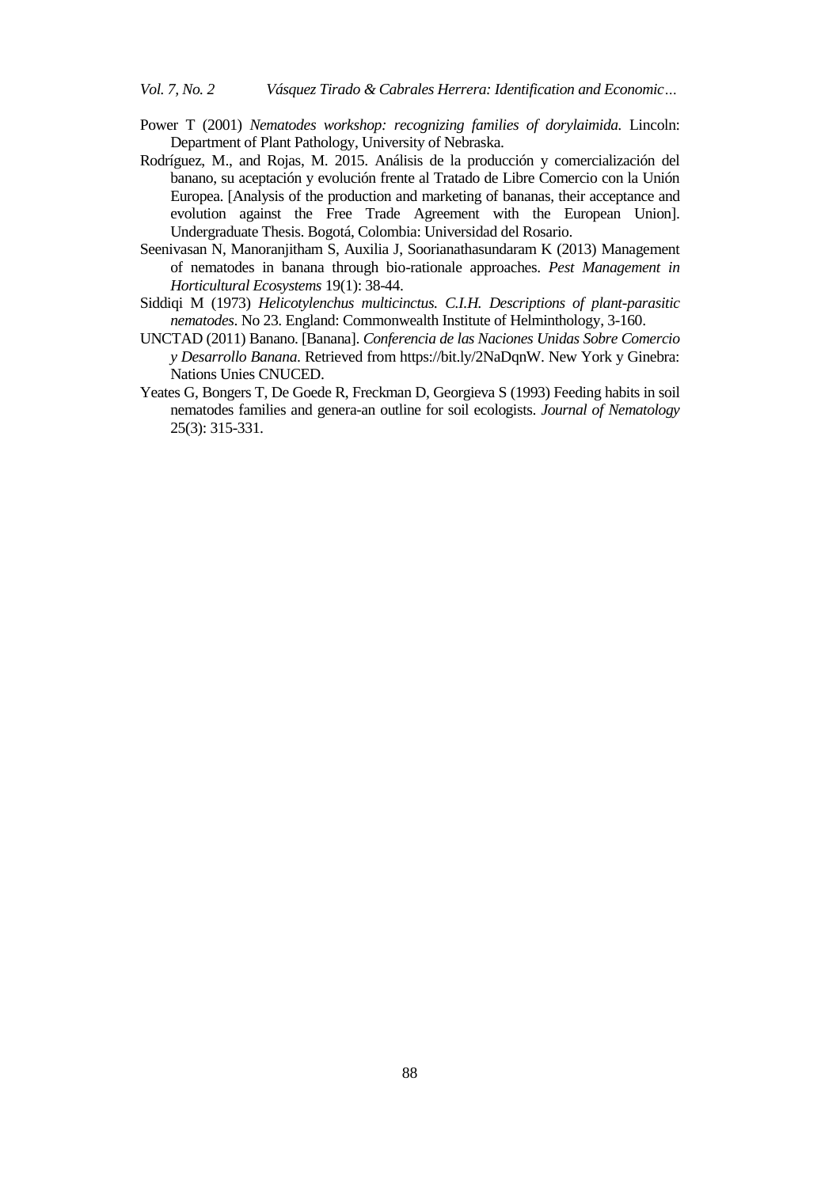Power T (2001) *Nematodes workshop: recognizing families of dorylaimida.* Lincoln: Department of Plant Pathology, University of Nebraska.

Rodríguez, M., and Rojas, M. 2015. Análisis de la producción y comercialización del banano, su aceptación y evolución frente al Tratado de Libre Comercio con la Unión Europea. [Analysis of the production and marketing of bananas, their acceptance and evolution against the Free Trade Agreement with the European Union]. Undergraduate Thesis. Bogotá, Colombia: Universidad del Rosario.

Seenivasan N, Manoranjitham S, Auxilia J, Soorianathasundaram K (2013) Management of nematodes in banana through bio-rationale approaches. *Pest Management in Horticultural Ecosystems* 19(1): 38-44.

Siddiqi M (1973) *Helicotylenchus multicinctus. C.I.H. Descriptions of plant-parasitic nematodes*. No 23. England: Commonwealth Institute of Helminthology, 3-160.

UNCTAD (2011) Banano. [Banana]. *Conferencia de las Naciones Unidas Sobre Comercio y Desarrollo Banana*. Retrieved from https://bit.ly/2NaDqnW. New York y Ginebra: Nations Unies CNUCED.

Yeates G, Bongers T, De Goede R, Freckman D, Georgieva S (1993) Feeding habits in soil nematodes families and genera-an outline for soil ecologists. *Journal of Nematology* 25(3): 315-331.